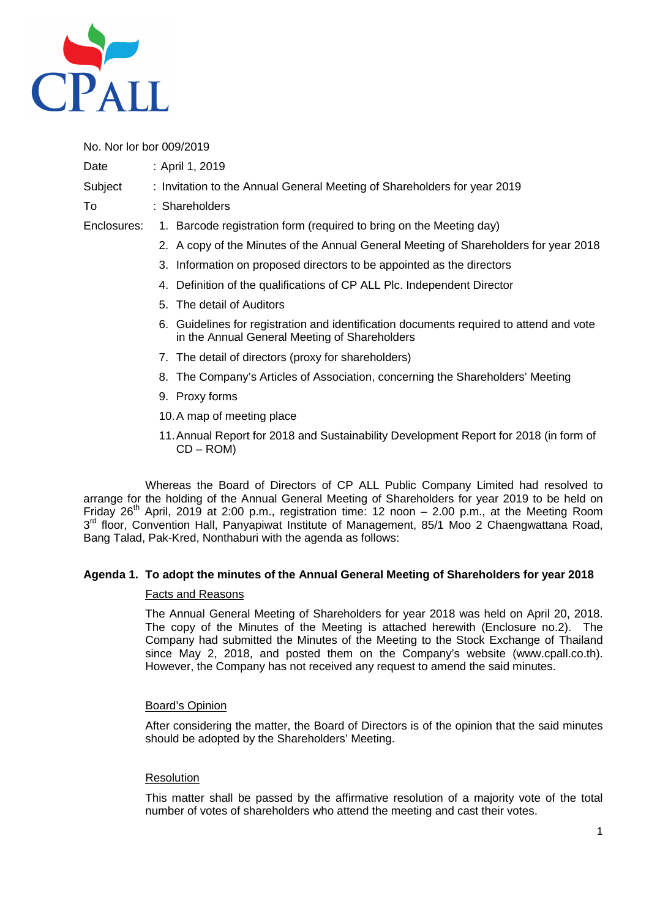CP ALL

No. Nor lor bor 009/2019

Date : April 1, 2019

Subject : Invitation to the Annual General Meeting of Shareholders for year 2019

To : Shareholders

Enclosures:

1. Barcode registration form (required to bring on the Meeting day)
2. A copy of the Minutes of the Annual General Meeting of Shareholders for year 2018
3. Information on proposed directors to be appointed as the directors
4. Definition of the qualifications of CP ALL Plc. Independent Director
5. The detail of Auditors
6. Guidelines for registration and identification documents required to attend and vote in the Annual General Meeting of Shareholders
7. The detail of directors (proxy for shareholders)
8. The Company's Articles of Association, concerning the Shareholders' Meeting
9. Proxy forms
10. A map of meeting place
11. Annual Report for 2018 and Sustainability Development Report for 2018 (in form of CD – ROM)

Whereas the Board of Directors of CP ALL Public Company Limited had resolved to arrange for the holding of the Annual General Meeting of Shareholders for year 2019 to be held on Friday 26th April, 2019 at 2:00 p.m., registration time: 12 noon – 2.00 p.m., at the Meeting Room 3rd floor, Convention Hall, Panyapiwat Institute of Management, 85/1 Moo 2 Chaengwattana Road, Bang Talad, Pak-Kred, Nonthaburi with the agenda as follows:

**Agenda 1. To adopt the minutes of the Annual General Meeting of Shareholders for year 2018**

Facts and Reasons

The Annual General Meeting of Shareholders for year 2018 was held on April 20, 2018. The copy of the Minutes of the Meeting is attached herewith (Enclosure no.2). The Company had submitted the Minutes of the Meeting to the Stock Exchange of Thailand since May 2, 2018, and posted them on the Company's website (www.cpall.co.th). However, the Company has not received any request to amend the said minutes.

Board's Opinion

After considering the matter, the Board of Directors is of the opinion that the said minutes should be adopted by the Shareholders' Meeting.

Resolution

This matter shall be passed by the affirmative resolution of a majority vote of the total number of votes of shareholders who attend the meeting and cast their votes.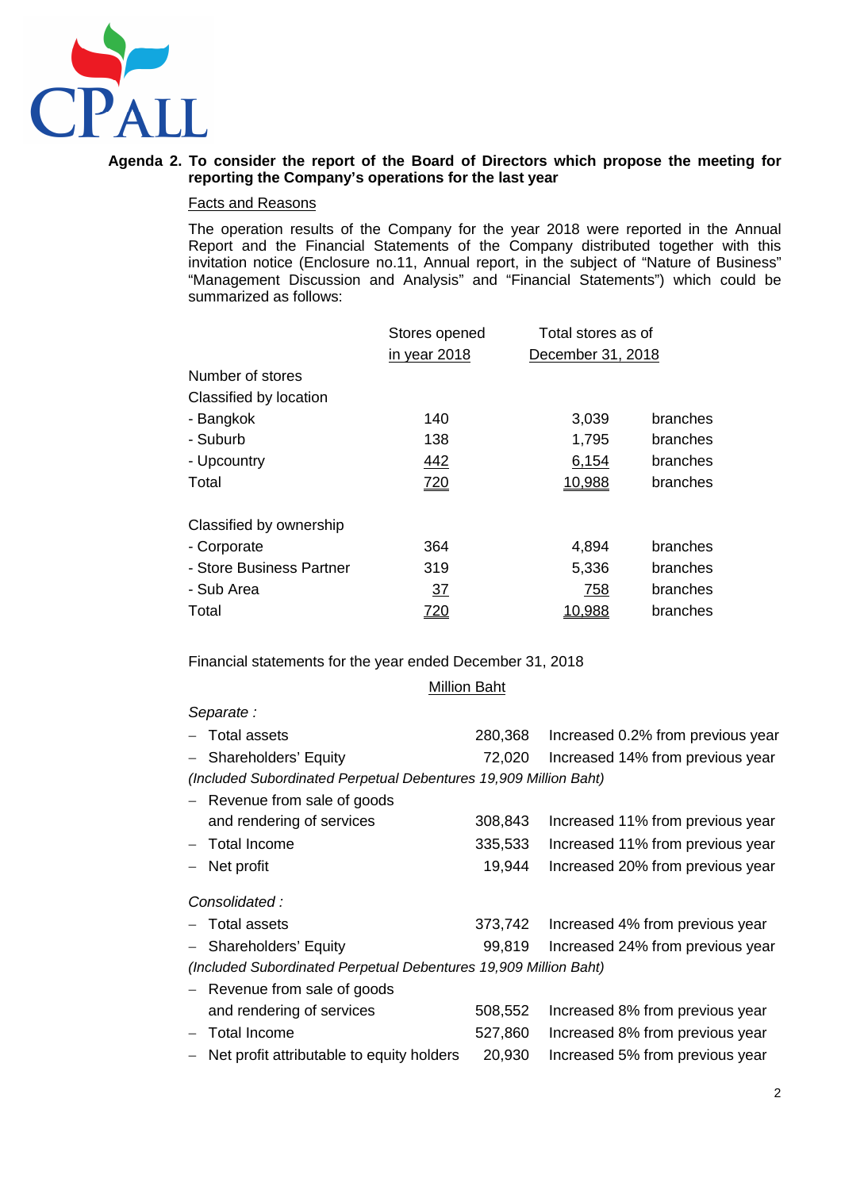**Agenda 2. To consider the report of the Board of Directors which propose the meeting for reporting the Company's operations for the last year**

Facts and Reasons

The operation results of the Company for the year 2018 were reported in the Annual Report and the Financial Statements of the Company distributed together with this invitation notice (Enclosure no.11, Annual report, in the subject of "Nature of Business" "Management Discussion and Analysis" and "Financial Statements") which could be summarized as follows:

| | Stores opened in year 2018 | Total stores as of December 31, 2018 | |
|---|---|---|---|
| Number of stores | | | |
| Classified by location | | | |
| - Bangkok | 140 | 3,039 | branches |
| - Suburb | 138 | 1,795 | branches |
| - Upcountry | 442 | 6,154 | branches |
| Total | 720 | 10,988 | branches |
| | | | |
| Classified by ownership | | | |
| - Corporate | 364 | 4,894 | branches |
| - Store Business Partner | 319 | 5,336 | branches |
| - Sub Area | 37 | 758 | branches |
| Total | 720 | 10,988 | branches |

Financial statements for the year ended December 31, 2018

| | Million Baht | |
|---|---|---|
| *Separate :* | | |
| – Total assets | 280,368 | Increased 0.2% from previous year |
| – Shareholders' Equity | 72,020 | Increased 14% from previous year |
| *(Included Subordinated Perpetual Debentures 19,909 Million Baht)* | | |
| – Revenue from sale of goods and rendering of services | 308,843 | Increased 11% from previous year |
| – Total Income | 335,533 | Increased 11% from previous year |
| – Net profit | 19,944 | Increased 20% from previous year |
| *Consolidated :* | | |
| – Total assets | 373,742 | Increased 4% from previous year |
| – Shareholders' Equity | 99,819 | Increased 24% from previous year |
| *(Included Subordinated Perpetual Debentures 19,909 Million Baht)* | | |
| – Revenue from sale of goods and rendering of services | 508,552 | Increased 8% from previous year |
| – Total Income | 527,860 | Increased 8% from previous year |
| – Net profit attributable to equity holders | 20,930 | Increased 5% from previous year |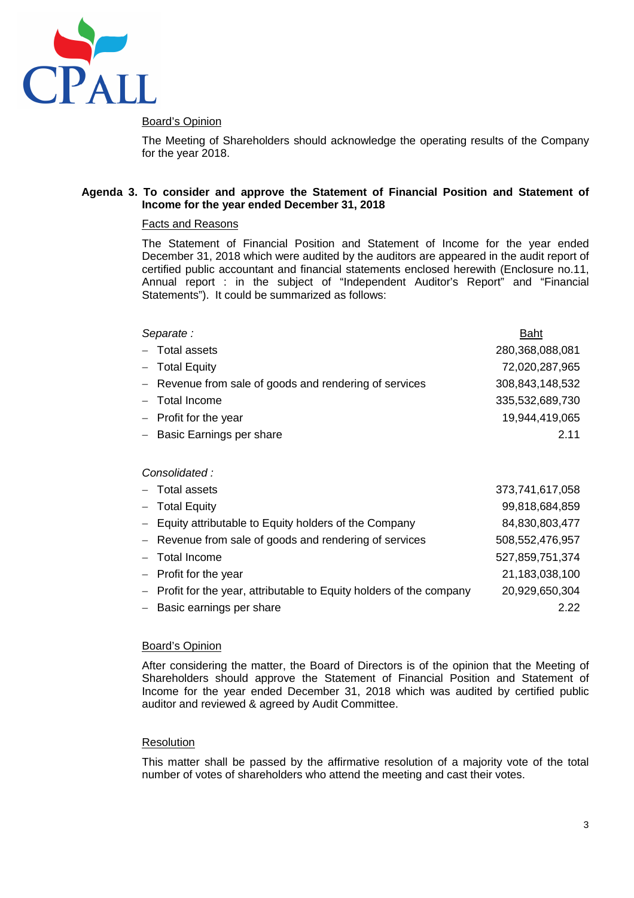Board's Opinion

The Meeting of Shareholders should acknowledge the operating results of the Company for the year 2018.

**Agenda 3. To consider and approve the Statement of Financial Position and Statement of Income for the year ended December 31, 2018**

Facts and Reasons

The Statement of Financial Position and Statement of Income for the year ended December 31, 2018 which were audited by the auditors are appeared in the audit report of certified public accountant and financial statements enclosed herewith (Enclosure no.11, Annual report : in the subject of "Independent Auditor's Report" and "Financial Statements"). It could be summarized as follows:

| *Separate :* | Baht |
|---|---|
| – Total assets | 280,368,088,081 |
| – Total Equity | 72,020,287,965 |
| – Revenue from sale of goods and rendering of services | 308,843,148,532 |
| – Total Income | 335,532,689,730 |
| – Profit for the year | 19,944,419,065 |
| – Basic Earnings per share | 2.11 |

| *Consolidated :* | |
|---|---|
| – Total assets | 373,741,617,058 |
| – Total Equity | 99,818,684,859 |
| – Equity attributable to Equity holders of the Company | 84,830,803,477 |
| – Revenue from sale of goods and rendering of services | 508,552,476,957 |
| – Total Income | 527,859,751,374 |
| – Profit for the year | 21,183,038,100 |
| – Profit for the year, attributable to Equity holders of the company | 20,929,650,304 |
| – Basic earnings per share | 2.22 |

Board's Opinion

After considering the matter, the Board of Directors is of the opinion that the Meeting of Shareholders should approve the Statement of Financial Position and Statement of Income for the year ended December 31, 2018 which was audited by certified public auditor and reviewed & agreed by Audit Committee.

Resolution

This matter shall be passed by the affirmative resolution of a majority vote of the total number of votes of shareholders who attend the meeting and cast their votes.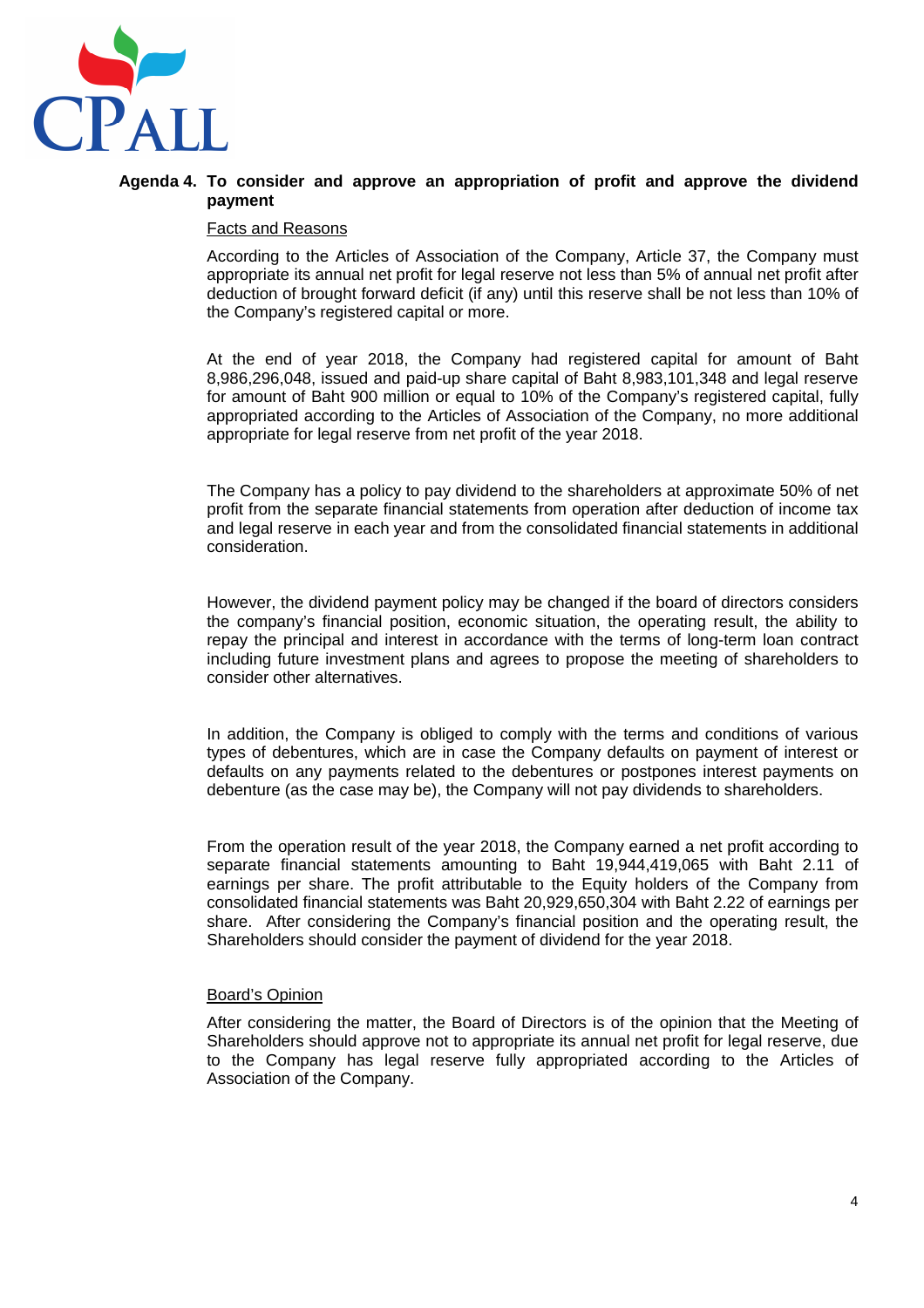**Agenda 4. To consider and approve an appropriation of profit and approve the dividend payment**

<u>Facts and Reasons</u>

According to the Articles of Association of the Company, Article 37, the Company must appropriate its annual net profit for legal reserve not less than 5% of annual net profit after deduction of brought forward deficit (if any) until this reserve shall be not less than 10% of the Company's registered capital or more.

At the end of year 2018, the Company had registered capital for amount of Baht 8,986,296,048, issued and paid-up share capital of Baht 8,983,101,348 and legal reserve for amount of Baht 900 million or equal to 10% of the Company's registered capital, fully appropriated according to the Articles of Association of the Company, no more additional appropriate for legal reserve from net profit of the year 2018.

The Company has a policy to pay dividend to the shareholders at approximate 50% of net profit from the separate financial statements from operation after deduction of income tax and legal reserve in each year and from the consolidated financial statements in additional consideration.

However, the dividend payment policy may be changed if the board of directors considers the company's financial position, economic situation, the operating result, the ability to repay the principal and interest in accordance with the terms of long-term loan contract including future investment plans and agrees to propose the meeting of shareholders to consider other alternatives.

In addition, the Company is obliged to comply with the terms and conditions of various types of debentures, which are in case the Company defaults on payment of interest or defaults on any payments related to the debentures or postpones interest payments on debenture (as the case may be), the Company will not pay dividends to shareholders.

From the operation result of the year 2018, the Company earned a net profit according to separate financial statements amounting to Baht 19,944,419,065 with Baht 2.11 of earnings per share. The profit attributable to the Equity holders of the Company from consolidated financial statements was Baht 20,929,650,304 with Baht 2.22 of earnings per share. After considering the Company's financial position and the operating result, the Shareholders should consider the payment of dividend for the year 2018.

<u>Board's Opinion</u>

After considering the matter, the Board of Directors is of the opinion that the Meeting of Shareholders should approve not to appropriate its annual net profit for legal reserve, due to the Company has legal reserve fully appropriated according to the Articles of Association of the Company.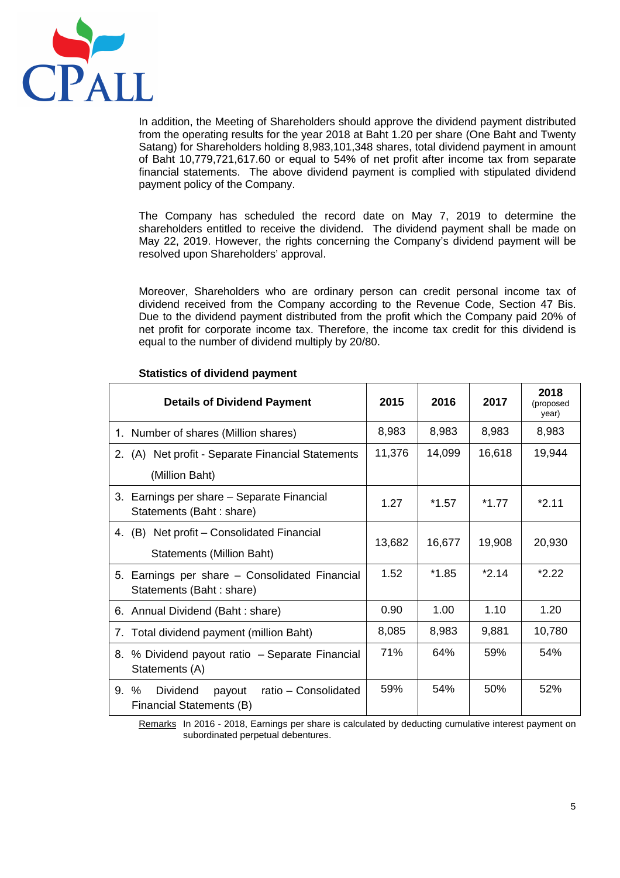In addition, the Meeting of Shareholders should approve the dividend payment distributed from the operating results for the year 2018 at Baht 1.20 per share (One Baht and Twenty Satang) for Shareholders holding 8,983,101,348 shares, total dividend payment in amount of Baht 10,779,721,617.60 or equal to 54% of net profit after income tax from separate financial statements. The above dividend payment is complied with stipulated dividend payment policy of the Company.

The Company has scheduled the record date on May 7, 2019 to determine the shareholders entitled to receive the dividend. The dividend payment shall be made on May 22, 2019. However, the rights concerning the Company's dividend payment will be resolved upon Shareholders' approval.

Moreover, Shareholders who are ordinary person can credit personal income tax of dividend received from the Company according to the Revenue Code, Section 47 Bis. Due to the dividend payment distributed from the profit which the Company paid 20% of net profit for corporate income tax. Therefore, the income tax credit for this dividend is equal to the number of dividend multiply by 20/80.

**Statistics of dividend payment**

| Details of Dividend Payment | 2015 | 2016 | 2017 | 2018 (proposed year) |
|---|---|---|---|---|
| 1. Number of shares (Million shares) | 8,983 | 8,983 | 8,983 | 8,983 |
| 2. (A) Net profit - Separate Financial Statements (Million Baht) | 11,376 | 14,099 | 16,618 | 19,944 |
| 3. Earnings per share – Separate Financial Statements (Baht : share) | 1.27 | *1.57 | *1.77 | *2.11 |
| 4. (B) Net profit – Consolidated Financial Statements (Million Baht) | 13,682 | 16,677 | 19,908 | 20,930 |
| 5. Earnings per share – Consolidated Financial Statements (Baht : share) | 1.52 | *1.85 | *2.14 | *2.22 |
| 6. Annual Dividend (Baht : share) | 0.90 | 1.00 | 1.10 | 1.20 |
| 7. Total dividend payment (million Baht) | 8,085 | 8,983 | 9,881 | 10,780 |
| 8. % Dividend payout ratio – Separate Financial Statements (A) | 71% | 64% | 59% | 54% |
| 9. % Dividend payout ratio – Consolidated Financial Statements (B) | 59% | 54% | 50% | 52% |

Remarks In 2016 - 2018, Earnings per share is calculated by deducting cumulative interest payment on subordinated perpetual debentures.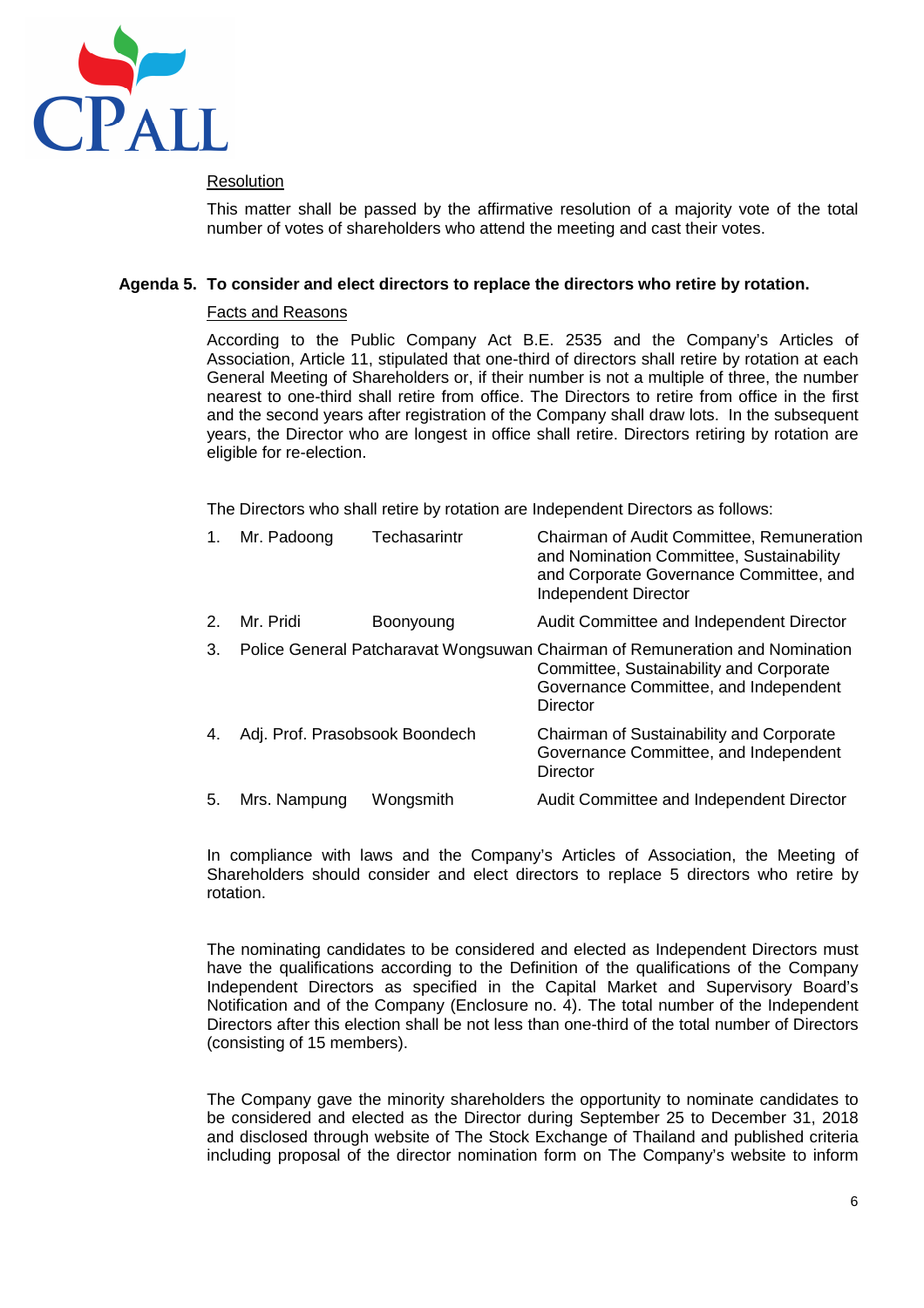Resolution

This matter shall be passed by the affirmative resolution of a majority vote of the total number of votes of shareholders who attend the meeting and cast their votes.

**Agenda 5. To consider and elect directors to replace the directors who retire by rotation.**

Facts and Reasons

According to the Public Company Act B.E. 2535 and the Company's Articles of Association, Article 11, stipulated that one-third of directors shall retire by rotation at each General Meeting of Shareholders or, if their number is not a multiple of three, the number nearest to one-third shall retire from office. The Directors to retire from office in the first and the second years after registration of the Company shall draw lots. In the subsequent years, the Director who are longest in office shall retire. Directors retiring by rotation are eligible for re-election.

The Directors who shall retire by rotation are Independent Directors as follows:

1. Mr. Padoong Techasarintr — Chairman of Audit Committee, Remuneration and Nomination Committee, Sustainability and Corporate Governance Committee, and Independent Director
2. Mr. Pridi Boonyoung — Audit Committee and Independent Director
3. Police General Patcharavat Wongsuwan — Chairman of Remuneration and Nomination Committee, Sustainability and Corporate Governance Committee, and Independent Director
4. Adj. Prof. Prasobsook Boondech — Chairman of Sustainability and Corporate Governance Committee, and Independent Director
5. Mrs. Nampung Wongsmith — Audit Committee and Independent Director

In compliance with laws and the Company's Articles of Association, the Meeting of Shareholders should consider and elect directors to replace 5 directors who retire by rotation.

The nominating candidates to be considered and elected as Independent Directors must have the qualifications according to the Definition of the qualifications of the Company Independent Directors as specified in the Capital Market and Supervisory Board's Notification and of the Company (Enclosure no. 4). The total number of the Independent Directors after this election shall be not less than one-third of the total number of Directors (consisting of 15 members).

The Company gave the minority shareholders the opportunity to nominate candidates to be considered and elected as the Director during September 25 to December 31, 2018 and disclosed through website of The Stock Exchange of Thailand and published criteria including proposal of the director nomination form on The Company's website to inform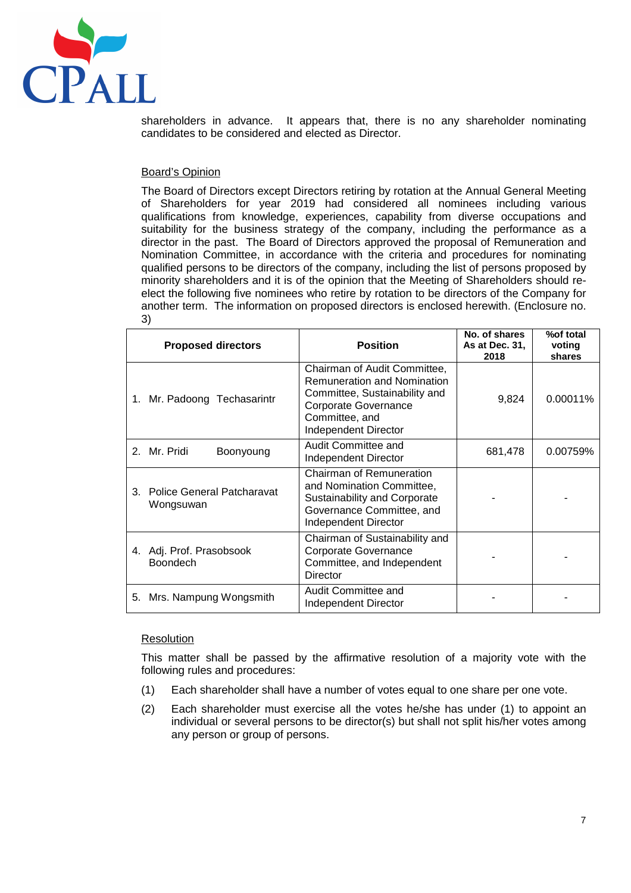shareholders in advance. It appears that, there is no any shareholder nominating candidates to be considered and elected as Director.

Board's Opinion

The Board of Directors except Directors retiring by rotation at the Annual General Meeting of Shareholders for year 2019 had considered all nominees including various qualifications from knowledge, experiences, capability from diverse occupations and suitability for the business strategy of the company, including the performance as a director in the past. The Board of Directors approved the proposal of Remuneration and Nomination Committee, in accordance with the criteria and procedures for nominating qualified persons to be directors of the company, including the list of persons proposed by minority shareholders and it is of the opinion that the Meeting of Shareholders should re-elect the following five nominees who retire by rotation to be directors of the Company for another term. The information on proposed directors is enclosed herewith. (Enclosure no. 3)

| Proposed directors | Position | No. of shares As at Dec. 31, 2018 | %of total voting shares |
|---|---|---|---|
| 1. Mr. Padoong Techasarintr | Chairman of Audit Committee, Remuneration and Nomination Committee, Sustainability and Corporate Governance Committee, and Independent Director | 9,824 | 0.00011% |
| 2. Mr. Pridi Boonyoung | Audit Committee and Independent Director | 681,478 | 0.00759% |
| 3. Police General Patcharavat Wongsuwan | Chairman of Remuneration and Nomination Committee, Sustainability and Corporate Governance Committee, and Independent Director | - | - |
| 4. Adj. Prof. Prasobsook Boondech | Chairman of Sustainability and Corporate Governance Committee, and Independent Director | - | - |
| 5. Mrs. Nampung Wongsmith | Audit Committee and Independent Director | - | - |

Resolution

This matter shall be passed by the affirmative resolution of a majority vote with the following rules and procedures:

(1) Each shareholder shall have a number of votes equal to one share per one vote.

(2) Each shareholder must exercise all the votes he/she has under (1) to appoint an individual or several persons to be director(s) but shall not split his/her votes among any person or group of persons.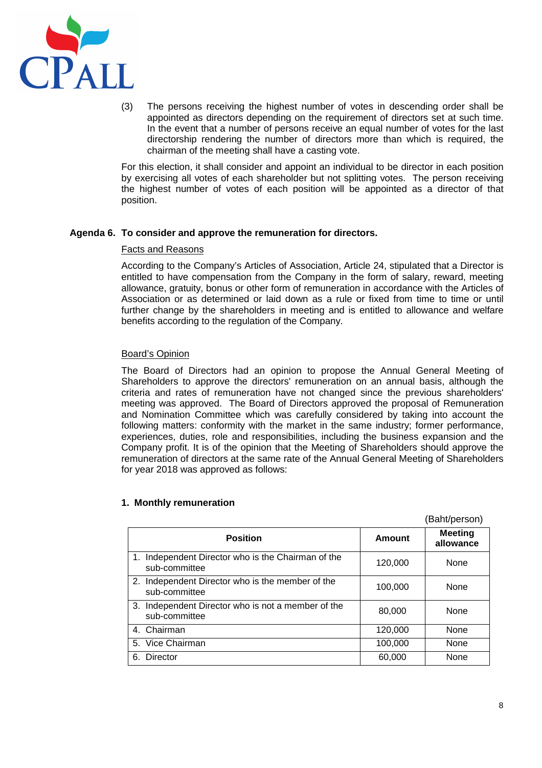(3) The persons receiving the highest number of votes in descending order shall be appointed as directors depending on the requirement of directors set at such time. In the event that a number of persons receive an equal number of votes for the last directorship rendering the number of directors more than which is required, the chairman of the meeting shall have a casting vote.

For this election, it shall consider and appoint an individual to be director in each position by exercising all votes of each shareholder but not splitting votes. The person receiving the highest number of votes of each position will be appointed as a director of that position.

**Agenda 6. To consider and approve the remuneration for directors.**

<u>Facts and Reasons</u>

According to the Company's Articles of Association, Article 24, stipulated that a Director is entitled to have compensation from the Company in the form of salary, reward, meeting allowance, gratuity, bonus or other form of remuneration in accordance with the Articles of Association or as determined or laid down as a rule or fixed from time to time or until further change by the shareholders in meeting and is entitled to allowance and welfare benefits according to the regulation of the Company.

<u>Board's Opinion</u>

The Board of Directors had an opinion to propose the Annual General Meeting of Shareholders to approve the directors' remuneration on an annual basis, although the criteria and rates of remuneration have not changed since the previous shareholders' meeting was approved. The Board of Directors approved the proposal of Remuneration and Nomination Committee which was carefully considered by taking into account the following matters: conformity with the market in the same industry; former performance, experiences, duties, role and responsibilities, including the business expansion and the Company profit. It is of the opinion that the Meeting of Shareholders should approve the remuneration of directors at the same rate of the Annual General Meeting of Shareholders for year 2018 was approved as follows:

**1. Monthly remuneration**

(Baht/person)

| Position | Amount | Meeting allowance |
|---|---|---|
| 1. Independent Director who is the Chairman of the sub-committee | 120,000 | None |
| 2. Independent Director who is the member of the sub-committee | 100,000 | None |
| 3. Independent Director who is not a member of the sub-committee | 80,000 | None |
| 4. Chairman | 120,000 | None |
| 5. Vice Chairman | 100,000 | None |
| 6. Director | 60,000 | None |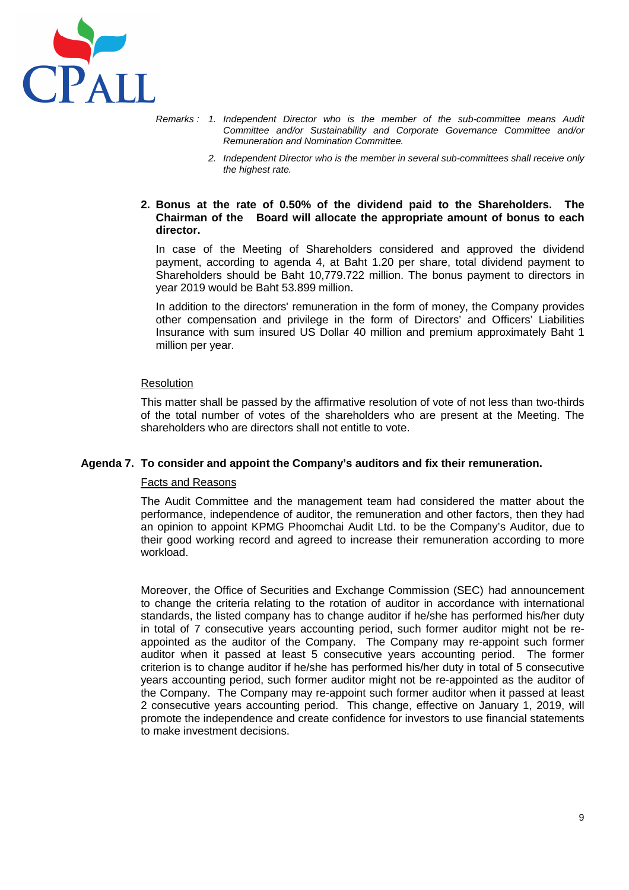*Remarks : 1. Independent Director who is the member of the sub-committee means Audit Committee and/or Sustainability and Corporate Governance Committee and/or Remuneration and Nomination Committee.*

*2. Independent Director who is the member in several sub-committees shall receive only the highest rate.*

**2. Bonus at the rate of 0.50% of the dividend paid to the Shareholders. The Chairman of the Board will allocate the appropriate amount of bonus to each director.**

In case of the Meeting of Shareholders considered and approved the dividend payment, according to agenda 4, at Baht 1.20 per share, total dividend payment to Shareholders should be Baht 10,779.722 million. The bonus payment to directors in year 2019 would be Baht 53.899 million.

In addition to the directors' remuneration in the form of money, the Company provides other compensation and privilege in the form of Directors' and Officers' Liabilities Insurance with sum insured US Dollar 40 million and premium approximately Baht 1 million per year.

Resolution

This matter shall be passed by the affirmative resolution of vote of not less than two-thirds of the total number of votes of the shareholders who are present at the Meeting. The shareholders who are directors shall not entitle to vote.

**Agenda 7. To consider and appoint the Company's auditors and fix their remuneration.**

Facts and Reasons

The Audit Committee and the management team had considered the matter about the performance, independence of auditor, the remuneration and other factors, then they had an opinion to appoint KPMG Phoomchai Audit Ltd. to be the Company's Auditor, due to their good working record and agreed to increase their remuneration according to more workload.

Moreover, the Office of Securities and Exchange Commission (SEC) had announcement to change the criteria relating to the rotation of auditor in accordance with international standards, the listed company has to change auditor if he/she has performed his/her duty in total of 7 consecutive years accounting period, such former auditor might not be re-appointed as the auditor of the Company. The Company may re-appoint such former auditor when it passed at least 5 consecutive years accounting period. The former criterion is to change auditor if he/she has performed his/her duty in total of 5 consecutive years accounting period, such former auditor might not be re-appointed as the auditor of the Company. The Company may re-appoint such former auditor when it passed at least 2 consecutive years accounting period. This change, effective on January 1, 2019, will promote the independence and create confidence for investors to use financial statements to make investment decisions.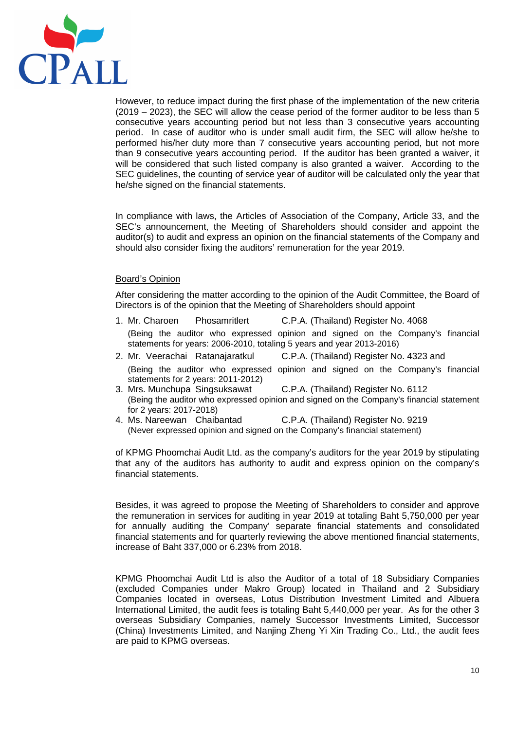However, to reduce impact during the first phase of the implementation of the new criteria (2019 – 2023), the SEC will allow the cease period of the former auditor to be less than 5 consecutive years accounting period but not less than 3 consecutive years accounting period. In case of auditor who is under small audit firm, the SEC will allow he/she to performed his/her duty more than 7 consecutive years accounting period, but not more than 9 consecutive years accounting period. If the auditor has been granted a waiver, it will be considered that such listed company is also granted a waiver. According to the SEC guidelines, the counting of service year of auditor will be calculated only the year that he/she signed on the financial statements.

In compliance with laws, the Articles of Association of the Company, Article 33, and the SEC's announcement, the Meeting of Shareholders should consider and appoint the auditor(s) to audit and express an opinion on the financial statements of the Company and should also consider fixing the auditors' remuneration for the year 2019.

Board's Opinion

After considering the matter according to the opinion of the Audit Committee, the Board of Directors is of the opinion that the Meeting of Shareholders should appoint

1. Mr. Charoen Phosamritlert C.P.A. (Thailand) Register No. 4068
   (Being the auditor who expressed opinion and signed on the Company's financial statements for years: 2006-2010, totaling 5 years and year 2013-2016)
2. Mr. Veerachai Ratanajaratkul C.P.A. (Thailand) Register No. 4323 and
   (Being the auditor who expressed opinion and signed on the Company's financial statements for 2 years: 2011-2012)
3. Mrs. Munchupa Singsuksawat C.P.A. (Thailand) Register No. 6112
   (Being the auditor who expressed opinion and signed on the Company's financial statement for 2 years: 2017-2018)
4. Ms. Nareewan Chaibantad C.P.A. (Thailand) Register No. 9219
   (Never expressed opinion and signed on the Company's financial statement)

of KPMG Phoomchai Audit Ltd. as the company's auditors for the year 2019 by stipulating that any of the auditors has authority to audit and express opinion on the company's financial statements.

Besides, it was agreed to propose the Meeting of Shareholders to consider and approve the remuneration in services for auditing in year 2019 at totaling Baht 5,750,000 per year for annually auditing the Company' separate financial statements and consolidated financial statements and for quarterly reviewing the above mentioned financial statements, increase of Baht 337,000 or 6.23% from 2018.

KPMG Phoomchai Audit Ltd is also the Auditor of a total of 18 Subsidiary Companies (excluded Companies under Makro Group) located in Thailand and 2 Subsidiary Companies located in overseas, Lotus Distribution Investment Limited and Albuera International Limited, the audit fees is totaling Baht 5,440,000 per year. As for the other 3 overseas Subsidiary Companies, namely Successor Investments Limited, Successor (China) Investments Limited, and Nanjing Zheng Yi Xin Trading Co., Ltd., the audit fees are paid to KPMG overseas.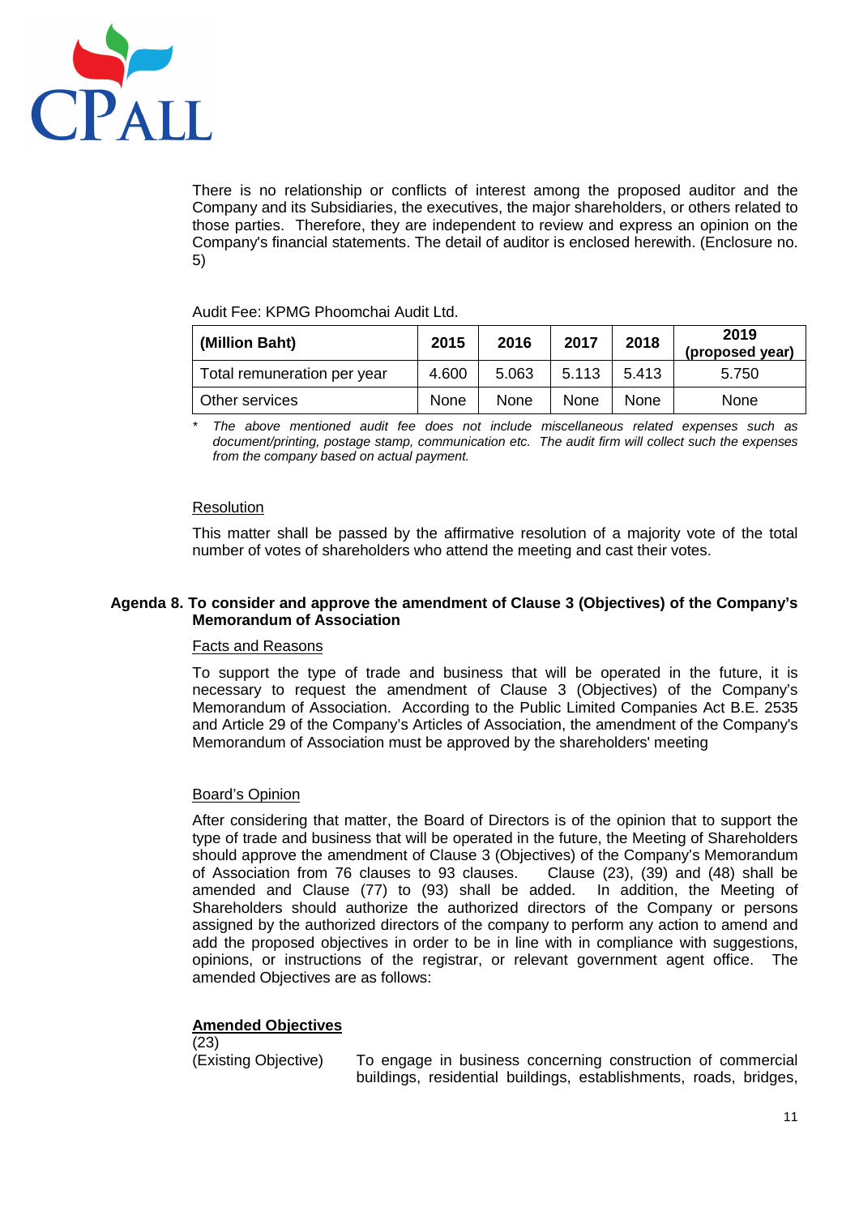There is no relationship or conflicts of interest among the proposed auditor and the Company and its Subsidiaries, the executives, the major shareholders, or others related to those parties. Therefore, they are independent to review and express an opinion on the Company's financial statements. The detail of auditor is enclosed herewith. (Enclosure no. 5)

Audit Fee: KPMG Phoomchai Audit Ltd.

| (Million Baht) | 2015 | 2016 | 2017 | 2018 | 2019 (proposed year) |
|---|---|---|---|---|---|
| Total remuneration per year | 4.600 | 5.063 | 5.113 | 5.413 | 5.750 |
| Other services | None | None | None | None | None |

*\* The above mentioned audit fee does not include miscellaneous related expenses such as document/printing, postage stamp, communication etc. The audit firm will collect such the expenses from the company based on actual payment.*

Resolution

This matter shall be passed by the affirmative resolution of a majority vote of the total number of votes of shareholders who attend the meeting and cast their votes.

**Agenda 8. To consider and approve the amendment of Clause 3 (Objectives) of the Company's Memorandum of Association**

Facts and Reasons

To support the type of trade and business that will be operated in the future, it is necessary to request the amendment of Clause 3 (Objectives) of the Company's Memorandum of Association. According to the Public Limited Companies Act B.E. 2535 and Article 29 of the Company's Articles of Association, the amendment of the Company's Memorandum of Association must be approved by the shareholders' meeting

Board's Opinion

After considering that matter, the Board of Directors is of the opinion that to support the type of trade and business that will be operated in the future, the Meeting of Shareholders should approve the amendment of Clause 3 (Objectives) of the Company's Memorandum of Association from 76 clauses to 93 clauses. Clause (23), (39) and (48) shall be amended and Clause (77) to (93) shall be added. In addition, the Meeting of Shareholders should authorize the authorized directors of the Company or persons assigned by the authorized directors of the company to perform any action to amend and add the proposed objectives in order to be in line with in compliance with suggestions, opinions, or instructions of the registrar, or relevant government agent office. The amended Objectives are as follows:

**Amended Objectives**

(23)

(Existing Objective) To engage in business concerning construction of commercial buildings, residential buildings, establishments, roads, bridges,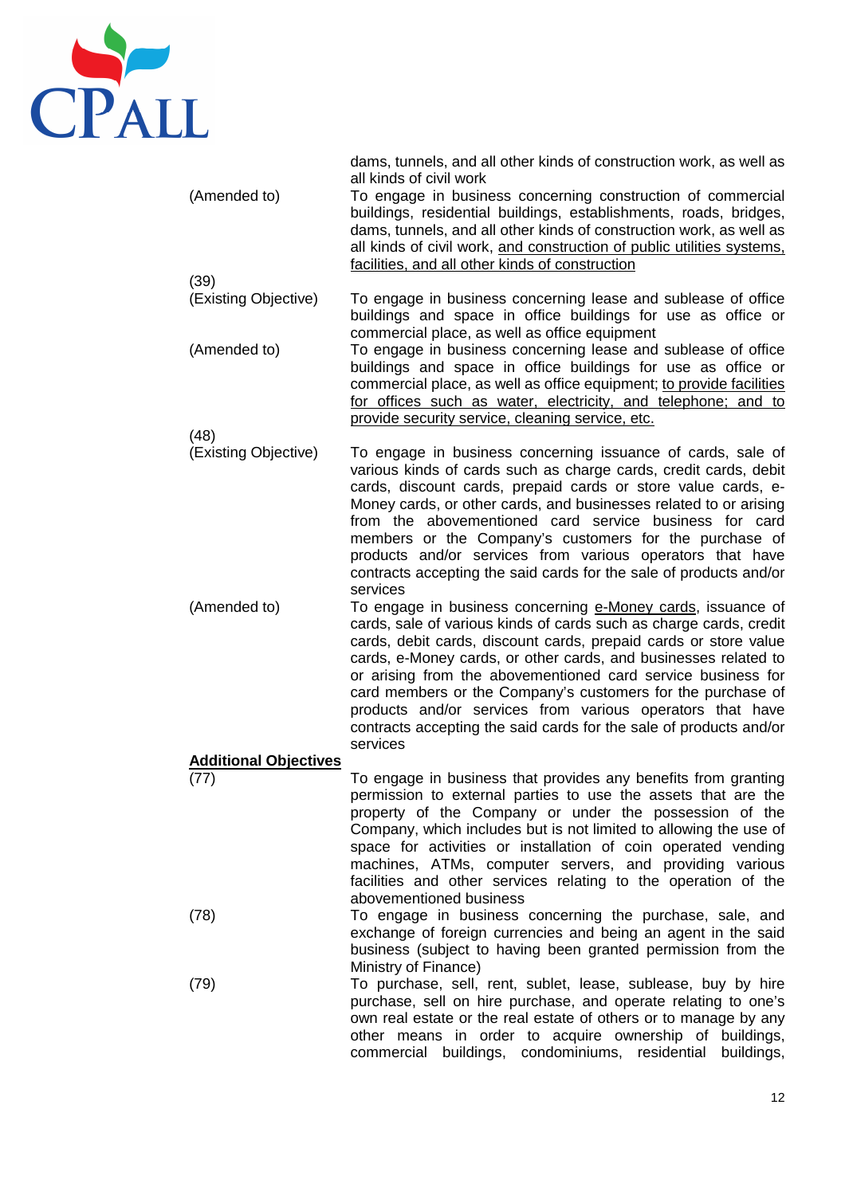| | |
|---|---|
| | dams, tunnels, and all other kinds of construction work, as well as all kinds of civil work |
| (Amended to) | To engage in business concerning construction of commercial buildings, residential buildings, establishments, roads, bridges, dams, tunnels, and all other kinds of construction work, as well as all kinds of civil work, <u>and construction of public utilities systems, facilities, and all other kinds of construction</u> |
| (39) | |
| (Existing Objective) | To engage in business concerning lease and sublease of office buildings and space in office buildings for use as office or commercial place, as well as office equipment |
| (Amended to) | To engage in business concerning lease and sublease of office buildings and space in office buildings for use as office or commercial place, as well as office equipment; <u>to provide facilities for offices such as water, electricity, and telephone; and to provide security service, cleaning service, etc.</u> |
| (48) | |
| (Existing Objective) | To engage in business concerning issuance of cards, sale of various kinds of cards such as charge cards, credit cards, debit cards, discount cards, prepaid cards or store value cards, e-Money cards, or other cards, and businesses related to or arising from the abovementioned card service business for card members or the Company's customers for the purchase of products and/or services from various operators that have contracts accepting the said cards for the sale of products and/or services |
| (Amended to) | To engage in business concerning <u>e-Money cards</u>, issuance of cards, sale of various kinds of cards such as charge cards, credit cards, debit cards, discount cards, prepaid cards or store value cards, e-Money cards, or other cards, and businesses related to or arising from the abovementioned card service business for card members or the Company's customers for the purchase of products and/or services from various operators that have contracts accepting the said cards for the sale of products and/or services |
| <u>**Additional Objectives**</u> | |
| (77) | To engage in business that provides any benefits from granting permission to external parties to use the assets that are the property of the Company or under the possession of the Company, which includes but is not limited to allowing the use of space for activities or installation of coin operated vending machines, ATMs, computer servers, and providing various facilities and other services relating to the operation of the abovementioned business |
| (78) | To engage in business concerning the purchase, sale, and exchange of foreign currencies and being an agent in the said business (subject to having been granted permission from the Ministry of Finance) |
| (79) | To purchase, sell, rent, sublet, lease, sublease, buy by hire purchase, sell on hire purchase, and operate relating to one's own real estate or the real estate of others or to manage by any other means in order to acquire ownership of buildings, commercial buildings, condominiums, residential buildings, |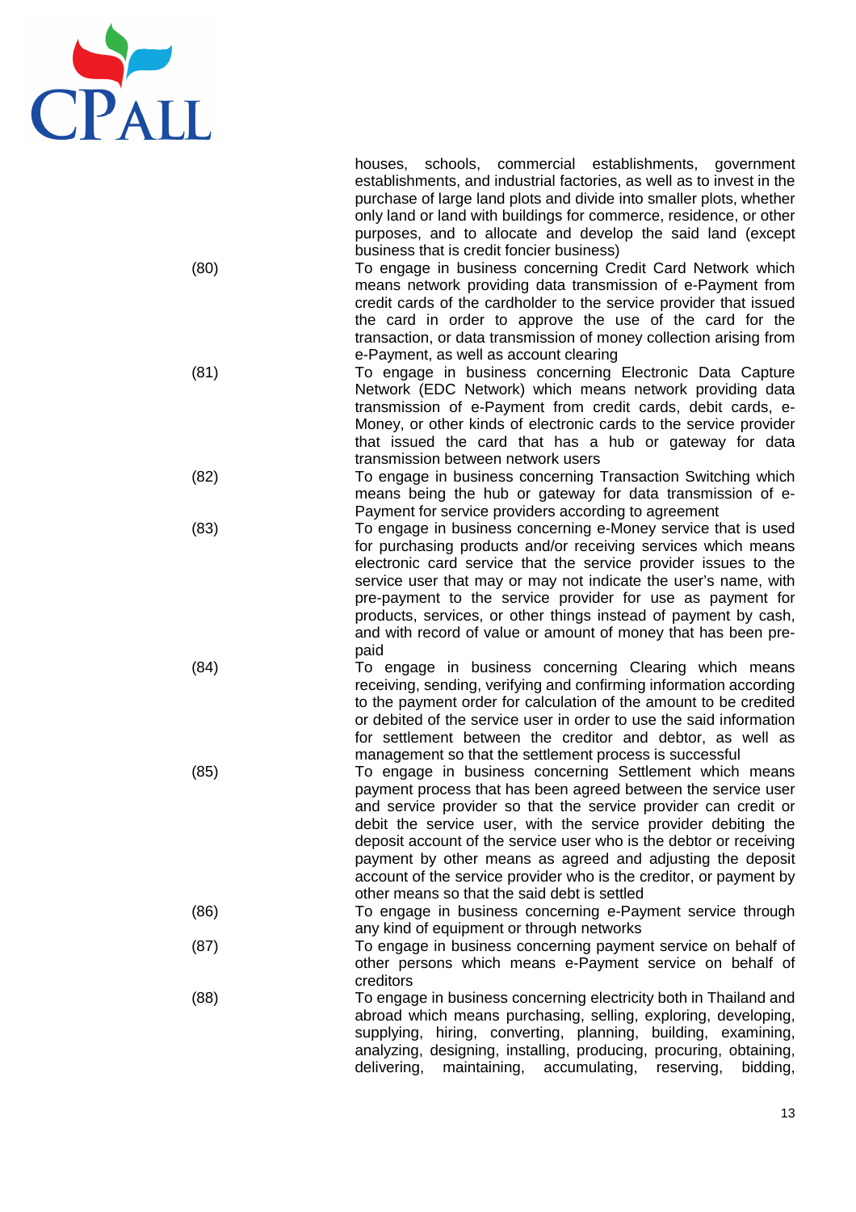houses, schools, commercial establishments, government establishments, and industrial factories, as well as to invest in the purchase of large land plots and divide into smaller plots, whether only land or land with buildings for commerce, residence, or other purposes, and to allocate and develop the said land (except business that is credit foncier business)

(80) To engage in business concerning Credit Card Network which means network providing data transmission of e-Payment from credit cards of the cardholder to the service provider that issued the card in order to approve the use of the card for the transaction, or data transmission of money collection arising from e-Payment, as well as account clearing

(81) To engage in business concerning Electronic Data Capture Network (EDC Network) which means network providing data transmission of e-Payment from credit cards, debit cards, e-Money, or other kinds of electronic cards to the service provider that issued the card that has a hub or gateway for data transmission between network users

(82) To engage in business concerning Transaction Switching which means being the hub or gateway for data transmission of e-Payment for service providers according to agreement

(83) To engage in business concerning e-Money service that is used for purchasing products and/or receiving services which means electronic card service that the service provider issues to the service user that may or may not indicate the user's name, with pre-payment to the service provider for use as payment for products, services, or other things instead of payment by cash, and with record of value or amount of money that has been pre-paid

(84) To engage in business concerning Clearing which means receiving, sending, verifying and confirming information according to the payment order for calculation of the amount to be credited or debited of the service user in order to use the said information for settlement between the creditor and debtor, as well as management so that the settlement process is successful

(85) To engage in business concerning Settlement which means payment process that has been agreed between the service user and service provider so that the service provider can credit or debit the service user, with the service provider debiting the deposit account of the service user who is the debtor or receiving payment by other means as agreed and adjusting the deposit account of the service provider who is the creditor, or payment by other means so that the said debt is settled

(86) To engage in business concerning e-Payment service through any kind of equipment or through networks

(87) To engage in business concerning payment service on behalf of other persons which means e-Payment service on behalf of creditors

(88) To engage in business concerning electricity both in Thailand and abroad which means purchasing, selling, exploring, developing, supplying, hiring, converting, planning, building, examining, analyzing, designing, installing, producing, procuring, obtaining, delivering, maintaining, accumulating, reserving, bidding,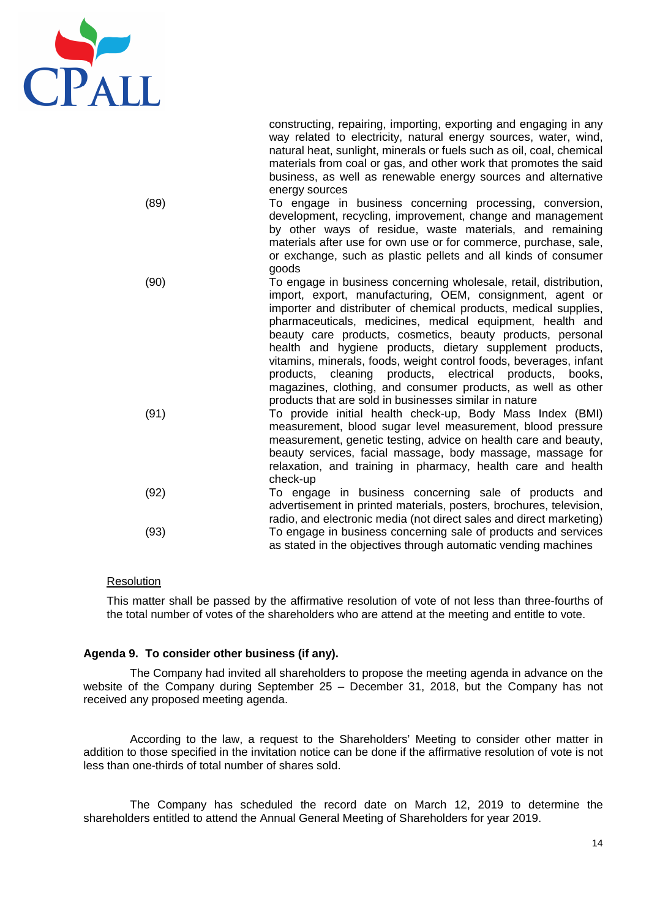constructing, repairing, importing, exporting and engaging in any way related to electricity, natural energy sources, water, wind, natural heat, sunlight, minerals or fuels such as oil, coal, chemical materials from coal or gas, and other work that promotes the said business, as well as renewable energy sources and alternative energy sources

(89) To engage in business concerning processing, conversion, development, recycling, improvement, change and management by other ways of residue, waste materials, and remaining materials after use for own use or for commerce, purchase, sale, or exchange, such as plastic pellets and all kinds of consumer goods

(90) To engage in business concerning wholesale, retail, distribution, import, export, manufacturing, OEM, consignment, agent or importer and distributer of chemical products, medical supplies, pharmaceuticals, medicines, medical equipment, health and beauty care products, cosmetics, beauty products, personal health and hygiene products, dietary supplement products, vitamins, minerals, foods, weight control foods, beverages, infant products, cleaning products, electrical products, books, magazines, clothing, and consumer products, as well as other products that are sold in businesses similar in nature

(91) To provide initial health check-up, Body Mass Index (BMI) measurement, blood sugar level measurement, blood pressure measurement, genetic testing, advice on health care and beauty, beauty services, facial massage, body massage, massage for relaxation, and training in pharmacy, health care and health check-up

(92) To engage in business concerning sale of products and advertisement in printed materials, posters, brochures, television, radio, and electronic media (not direct sales and direct marketing)

(93) To engage in business concerning sale of products and services as stated in the objectives through automatic vending machines

<u>Resolution</u>

This matter shall be passed by the affirmative resolution of vote of not less than three-fourths of the total number of votes of the shareholders who are attend at the meeting and entitle to vote.

**Agenda 9. To consider other business (if any).**

The Company had invited all shareholders to propose the meeting agenda in advance on the website of the Company during September 25 – December 31, 2018, but the Company has not received any proposed meeting agenda.

According to the law, a request to the Shareholders' Meeting to consider other matter in addition to those specified in the invitation notice can be done if the affirmative resolution of vote is not less than one-thirds of total number of shares sold.

The Company has scheduled the record date on March 12, 2019 to determine the shareholders entitled to attend the Annual General Meeting of Shareholders for year 2019.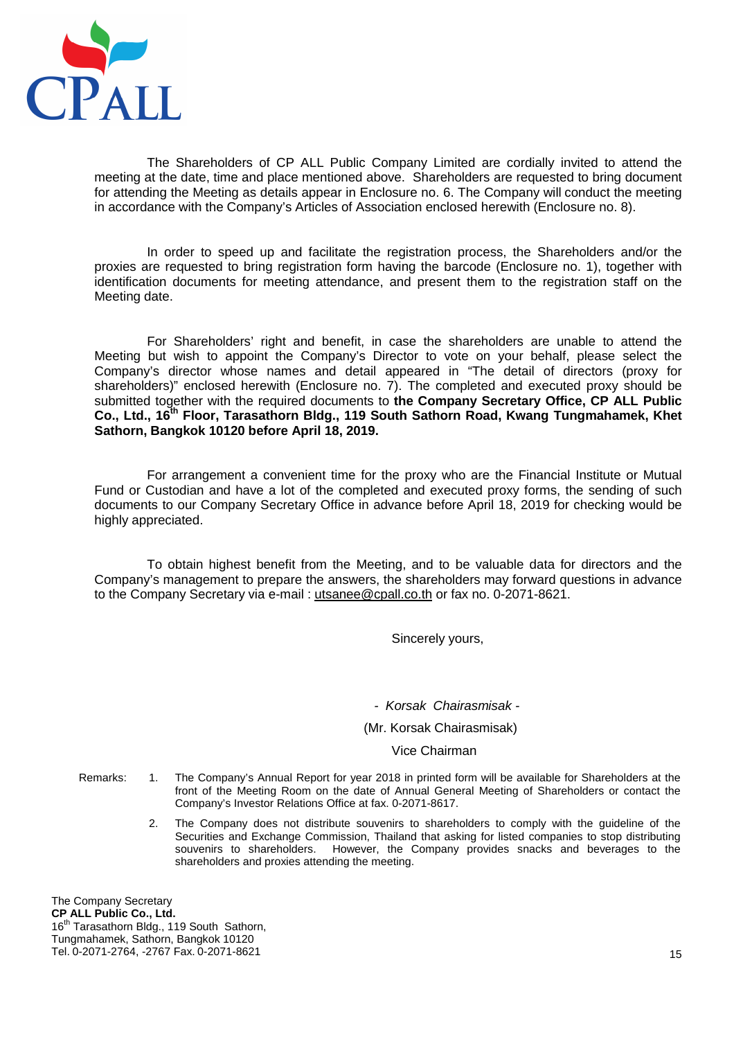The Shareholders of CP ALL Public Company Limited are cordially invited to attend the meeting at the date, time and place mentioned above. Shareholders are requested to bring document for attending the Meeting as details appear in Enclosure no. 6. The Company will conduct the meeting in accordance with the Company's Articles of Association enclosed herewith (Enclosure no. 8).

In order to speed up and facilitate the registration process, the Shareholders and/or the proxies are requested to bring registration form having the barcode (Enclosure no. 1), together with identification documents for meeting attendance, and present them to the registration staff on the Meeting date.

For Shareholders' right and benefit, in case the shareholders are unable to attend the Meeting but wish to appoint the Company's Director to vote on your behalf, please select the Company's director whose names and detail appeared in "The detail of directors (proxy for shareholders)" enclosed herewith (Enclosure no. 7). The completed and executed proxy should be submitted together with the required documents to **the Company Secretary Office, CP ALL Public Co., Ltd., 16th Floor, Tarasathorn Bldg., 119 South Sathorn Road, Kwang Tungmahamek, Khet Sathorn, Bangkok 10120 before April 18, 2019.**

For arrangement a convenient time for the proxy who are the Financial Institute or Mutual Fund or Custodian and have a lot of the completed and executed proxy forms, the sending of such documents to our Company Secretary Office in advance before April 18, 2019 for checking would be highly appreciated.

To obtain highest benefit from the Meeting, and to be valuable data for directors and the Company's management to prepare the answers, the shareholders may forward questions in advance to the Company Secretary via e-mail : utsanee@cpall.co.th or fax no. 0-2071-8621.

Sincerely yours,

- *Korsak Chairasmisak* -

(Mr. Korsak Chairasmisak)

Vice Chairman

Remarks:

1. The Company's Annual Report for year 2018 in printed form will be available for Shareholders at the front of the Meeting Room on the date of Annual General Meeting of Shareholders or contact the Company's Investor Relations Office at fax. 0-2071-8617.
2. The Company does not distribute souvenirs to shareholders to comply with the guideline of the Securities and Exchange Commission, Thailand that asking for listed companies to stop distributing souvenirs to shareholders. However, the Company provides snacks and beverages to the shareholders and proxies attending the meeting.

The Company Secretary
**CP ALL Public Co., Ltd.**
16th Tarasathorn Bldg., 119 South Sathorn,
Tungmahamek, Sathorn, Bangkok 10120
Tel. 0-2071-2764, -2767 Fax. 0-2071-8621